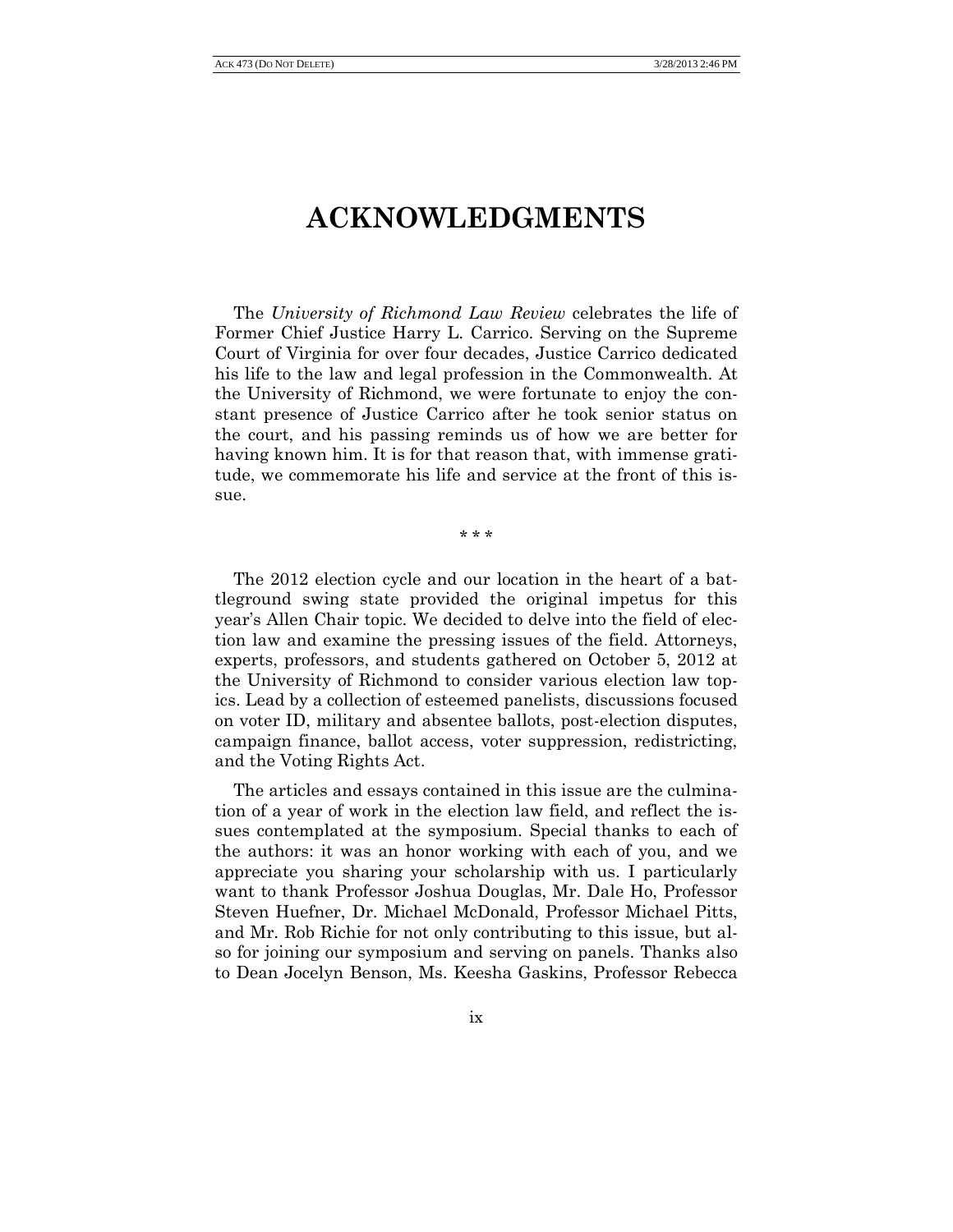# ACKNOWLEDGMENTS

The *University of Richmond Law Review* celebrates the life of Former Chief Justice Harry L. Carrico. Serving on the Supreme Court of Virginia for over four decades, Justice Carrico dedicated his life to the law and legal profession in the Commonwealth. At the University of Richmond, we were fortunate to enjoy the constant presence of Justice Carrico after he took senior status on the court, and his passing reminds us of how we are better for having known him. It is for that reason that, with immense gratitude, we commemorate his life and service at the front of this issue.

\* \* \*

The 2012 election cycle and our location in the heart of a battleground swing state provided the original impetus for this year's Allen Chair topic. We decided to delve into the field of election law and examine the pressing issues of the field. Attorneys, experts, professors, and students gathered on October 5, 2012 at the University of Richmond to consider various election law topics. Lead by a collection of esteemed panelists, discussions focused on voter ID, military and absentee ballots, post-election disputes, campaign finance, ballot access, voter suppression, redistricting, and the Voting Rights Act.

The articles and essays contained in this issue are the culmination of a year of work in the election law field, and reflect the issues contemplated at the symposium. Special thanks to each of the authors: it was an honor working with each of you, and we appreciate you sharing your scholarship with us. I particularly want to thank Professor Joshua Douglas, Mr. Dale Ho, Professor Steven Huefner, Dr. Michael McDonald, Professor Michael Pitts, and Mr. Rob Richie for not only contributing to this issue, but also for joining our symposium and serving on panels. Thanks also to Dean Jocelyn Benson, Ms. Keesha Gaskins, Professor Rebecca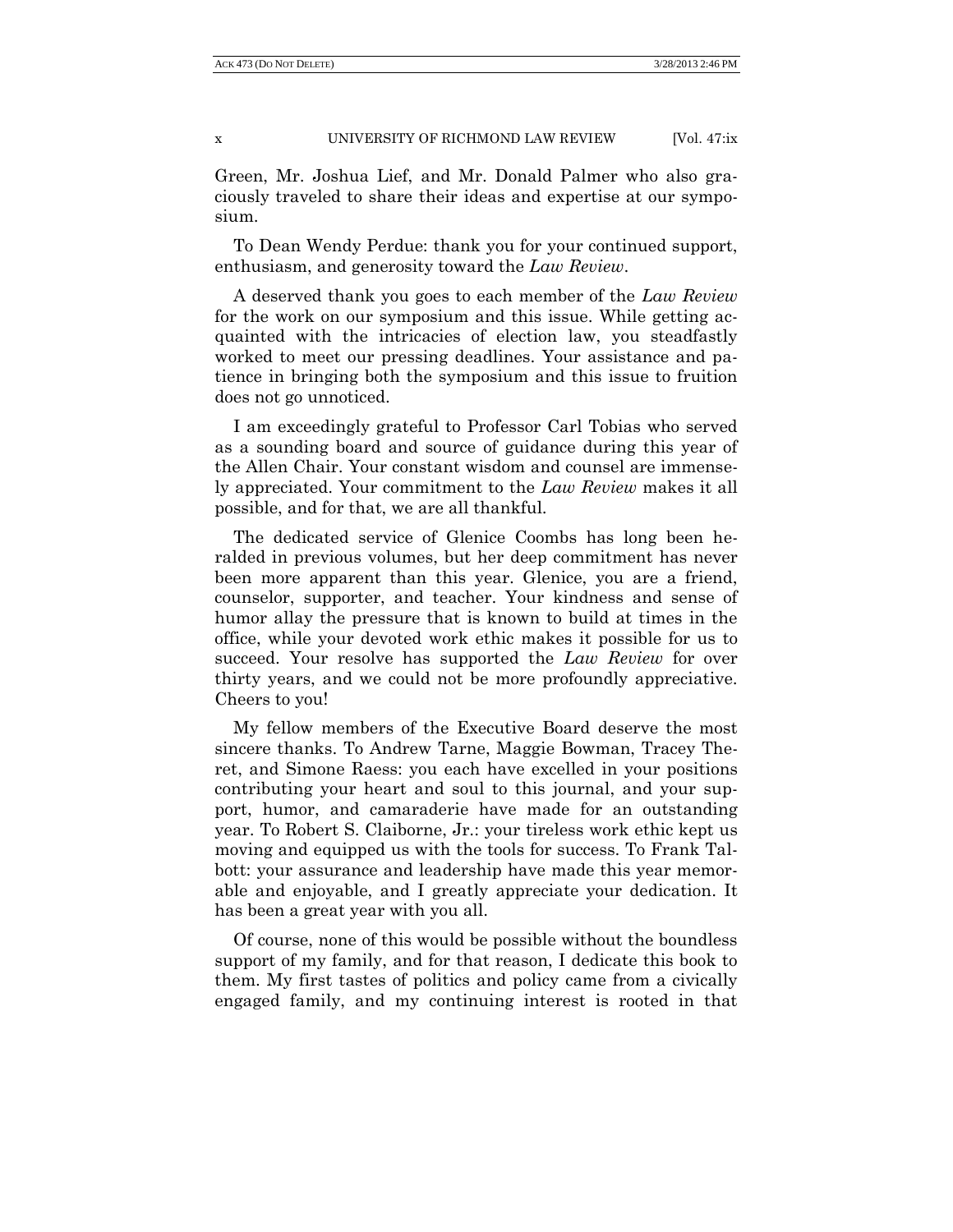Green, Mr. Joshua Lief, and Mr. Donald Palmer who also graciously traveled to share their ideas and expertise at our symposium.

To Dean Wendy Perdue: thank you for your continued support, enthusiasm, and generosity toward the *Law Review*.

A deserved thank you goes to each member of the *Law Review* for the work on our symposium and this issue. While getting acquainted with the intricacies of election law, you steadfastly worked to meet our pressing deadlines. Your assistance and patience in bringing both the symposium and this issue to fruition does not go unnoticed.

I am exceedingly grateful to Professor Carl Tobias who served as a sounding board and source of guidance during this year of the Allen Chair. Your constant wisdom and counsel are immensely appreciated. Your commitment to the *Law Review* makes it all possible, and for that, we are all thankful.

The dedicated service of Glenice Coombs has long been heralded in previous volumes, but her deep commitment has never been more apparent than this year. Glenice, you are a friend, counselor, supporter, and teacher. Your kindness and sense of humor allay the pressure that is known to build at times in the office, while your devoted work ethic makes it possible for us to succeed. Your resolve has supported the *Law Review* for over thirty years, and we could not be more profoundly appreciative. Cheers to you!

My fellow members of the Executive Board deserve the most sincere thanks. To Andrew Tarne, Maggie Bowman, Tracey Theret, and Simone Raess: you each have excelled in your positions contributing your heart and soul to this journal, and your support, humor, and camaraderie have made for an outstanding year. To Robert S. Claiborne, Jr.: your tireless work ethic kept us moving and equipped us with the tools for success. To Frank Talbott: your assurance and leadership have made this year memorable and enjoyable, and I greatly appreciate your dedication. It has been a great year with you all.

Of course, none of this would be possible without the boundless support of my family, and for that reason, I dedicate this book to them. My first tastes of politics and policy came from a civically engaged family, and my continuing interest is rooted in that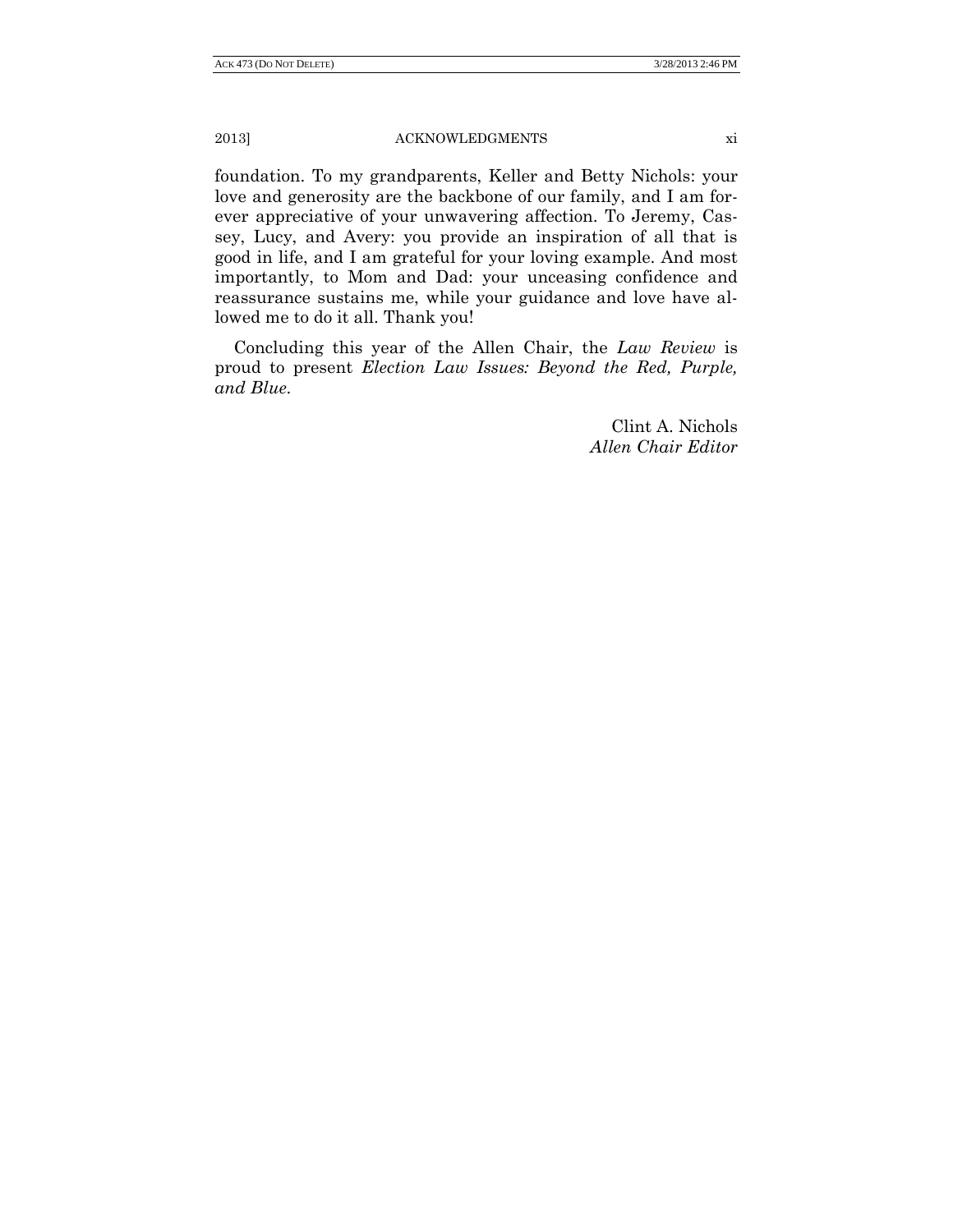foundation. To my grandparents, Keller and Betty Nichols: your love and generosity are the backbone of our family, and I am forever appreciative of your unwavering affection. To Jeremy, Cassey, Lucy, and Avery: you provide an inspiration of all that is good in life, and I am grateful for your loving example. And most importantly, to Mom and Dad: your unceasing confidence and reassurance sustains me, while your guidance and love have allowed me to do it all. Thank you!

Concluding this year of the Allen Chair, the *Law Review* is proud to present *Election Law Issues: Beyond the Red, Purple, and Blue*.

Clint A. Nichols
*Allen Chair Editor*